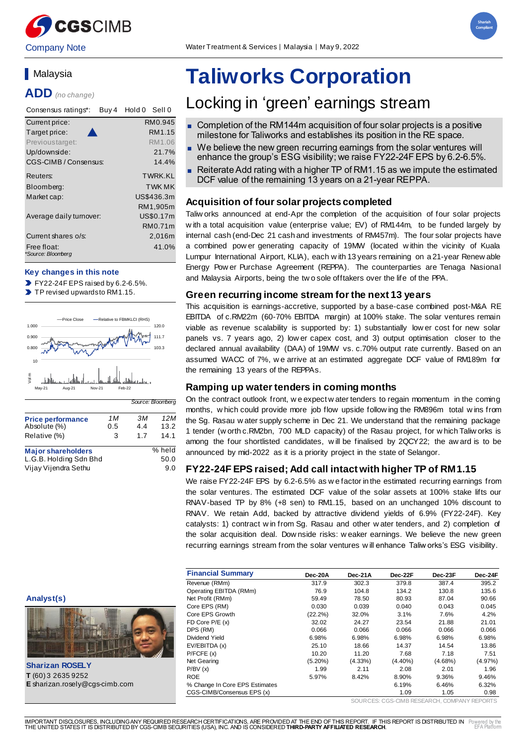CGS CIMB

Company Note

Water Treatment & Services | Malaysia | May 9, 2022

Shariah Compliant

# Taliworks Corporation

## Locking in 'green' earnings stream

- Completion of the RM144m acquisition of four solar projects is a positive milestone for Taliworks and establishes its position in the RE space.
- We believe the new green recurring earnings from the solar ventures will enhance the group's ESG visibility; we raise FY22-24F EPS by 6.2-6.5%.
- Reiterate Add rating with a higher TP of RM1.15 as we impute the estimated DCF value of the remaining 13 years on a 21-year REPPA.

### Acquisition of four solar projects completed

Taliworks announced at end-Apr the completion of the acquisition of four solar projects with a total acquisition value (enterprise value; EV) of RM144m, to be funded largely by internal cash (end-Dec 21 cash and investments of RM457m). The four solar projects have a combined power generating capacity of 19MW (located within the vicinity of Kuala Lumpur International Airport, KLIA), each with 13 years remaining on a 21-year Renewable Energy Power Purchase Agreement (REPPA). The counterparties are Tenaga Nasional and Malaysia Airports, being the two sole offtakers over the life of the PPA.

### Green recurring income stream for the next 13 years

This acquisition is earnings-accretive, supported by a base-case combined post-M&A RE EBITDA of c.RM22m (60-70% EBITDA margin) at 100% stake. The solar ventures remain viable as revenue scalability is supported by: 1) substantially lower cost for new solar panels vs. 7 years ago, 2) lower capex cost, and 3) output optimisation closer to the declared annual availability (DAA) of 19MW vs. c.70% output rate currently. Based on an assumed WACC of 7%, we arrive at an estimated aggregate DCF value of RM189m for the remaining 13 years of the REPPAs.

### Ramping up water tenders in coming months

On the contract outlook front, we expect water tenders to regain momentum in the coming months, which could provide more job flow upside following the RM896m total wins from the Sg. Rasau water supply scheme in Dec 21. We understand that the remaining package 1 tender (worth c.RM2bn, 700 MLD capacity) of the Rasau project, for which Taliworks is among the four shortlisted candidates, will be finalised by 2QCY22; the award is to be announced by mid-2022 as it is a priority project in the state of Selangor.

### FY22-24F EPS raised; Add call intact with higher TP of RM1.15

We raise FY22-24F EPS by 6.2-6.5% as we factor in the estimated recurring earnings from the solar ventures. The estimated DCF value of the solar assets at 100% stake lifts our RNAV-based TP by 8% (+8 sen) to RM1.15, based on an unchanged 10% discount to RNAV. We retain Add, backed by attractive dividend yields of 6.9% (FY22-24F). Key catalysts: 1) contract win from Sg. Rasau and other water tenders, and 2) completion of the solar acquisition deal. Downside risks: weaker earnings. We believe the new green recurring earnings stream from the solar ventures will enhance Taliworks's ESG visibility.

**Malaysia**

**ADD** *(no change)*

| Consensus ratings*: | Buy 4 | Hold 0 | Sell 0 |
|---|---|---|---|

| | |
|---|---|
| Current price: | RM0.945 |
| Target price: ▲ | RM1.15 |
| Previous target: | RM1.06 |
| Up/downside: | 21.7% |
| CGS-CIMB / Consensus: | 14.4% |
| Reuters: | TWRK.KL |
| Bloomberg: | TWK MK |
| Market cap: | US$436.3m |
| | RM1,905m |
| Average daily turnover: | US$0.17m |
| | RM0.71m |
| Current shares o/s: | 2,016m |
| Free float: | 41.0% |

*Source: Bloomberg

**Key changes in this note**

- FY22-24F EPS raised by 6.2-6.5%.
- TP revised upwards to RM1.15.

Source: Bloomberg

| Price performance | 1M | 3M | 12M |
|---|---|---|---|
| Absolute (%) | 0.5 | 4.4 | 13.2 |
| Relative (%) | 3 | 1.7 | 14.1 |

| Major shareholders | % held |
|---|---|
| L.G.B. Holding Sdn Bhd | 50.0 |
| Vijay Vijendra Sethu | 9.0 |

**Analyst(s)**

**Sharizan ROSELY**
**T** (60) 3 2635 9252
**E** sharizan.rosely@cgs-cimb.com

| Financial Summary | Dec-20A | Dec-21A | Dec-22F | Dec-23F | Dec-24F |
|---|---|---|---|---|---|
| Revenue (RMm) | 317.9 | 302.3 | 379.8 | 387.4 | 395.2 |
| Operating EBITDA (RMm) | 76.9 | 104.8 | 134.2 | 130.8 | 135.6 |
| Net Profit (RMm) | 59.49 | 78.50 | 80.93 | 87.04 | 90.66 |
| Core EPS (RM) | 0.030 | 0.039 | 0.040 | 0.043 | 0.045 |
| Core EPS Growth | (22.2%) | 32.0% | 3.1% | 7.6% | 4.2% |
| FD Core P/E (x) | 32.02 | 24.27 | 23.54 | 21.88 | 21.01 |
| DPS (RM) | 0.066 | 0.066 | 0.066 | 0.066 | 0.066 |
| Dividend Yield | 6.98% | 6.98% | 6.98% | 6.98% | 6.98% |
| EV/EBITDA (x) | 25.10 | 18.66 | 14.37 | 14.54 | 13.86 |
| P/FCFE (x) | 10.20 | 11.20 | 7.68 | 7.18 | 7.51 |
| Net Gearing | (5.20%) | (4.33%) | (4.40%) | (4.68%) | (4.97%) |
| P/BV (x) | 1.99 | 2.11 | 2.08 | 2.01 | 1.96 |
| ROE | 5.97% | 8.42% | 8.90% | 9.36% | 9.46% |
| % Change In Core EPS Estimates | | | 6.19% | 6.46% | 6.32% |
| CGS-CIMB/Consensus EPS (x) | | | 1.09 | 1.05 | 0.98 |

SOURCES: CGS-CIMB RESEARCH, COMPANY REPORTS

IMPORTANT DISCLOSURES, INCLUDING ANY REQUIRED RESEARCH CERTIFICATIONS, ARE PROVIDED AT THE END OF THIS REPORT. IF THIS REPORT IS DISTRIBUTED IN THE UNITED STATES IT IS DISTRIBUTED BY CGS-CIMB SECURITIES (USA), INC. AND IS CONSIDERED **THIRD-PARTY AFFILIATED RESEARCH**.

Powered by the EFA Platform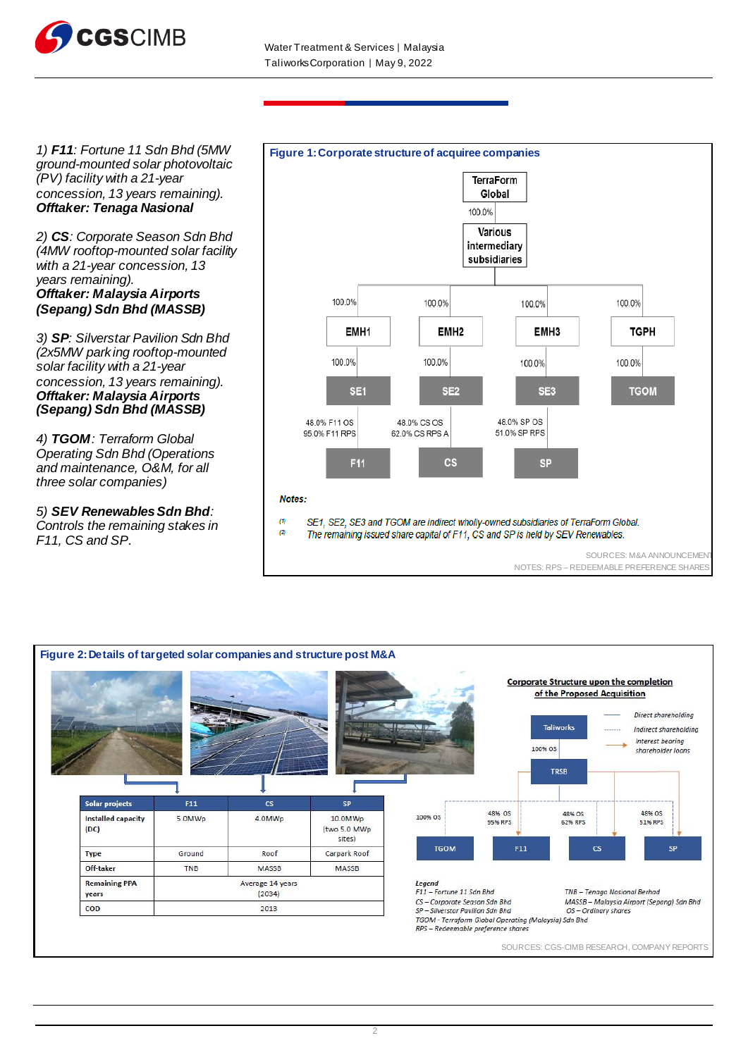1) ***F11**: Fortune 11 Sdn Bhd (5MW ground-mounted solar photovoltaic (PV) facility with a 21-year concession, 13 years remaining).*
***Offtaker: Tenaga Nasional***

2) ***CS**: Corporate Season Sdn Bhd (4MW rooftop-mounted solar facility with a 21-year concession, 13 years remaining).*
***Offtaker: Malaysia Airports (Sepang) Sdn Bhd (MASSB)***

3) ***SP**: Silverstar Pavilion Sdn Bhd (2x5MW parking rooftop-mounted solar facility with a 21-year concession, 13 years remaining).*
***Offtaker: Malaysia Airports (Sepang) Sdn Bhd (MASSB)***

4) ***TGOM**: Terraform Global Operating Sdn Bhd (Operations and maintenance, O&M, for all three solar companies)*

5) ***SEV Renewables Sdn Bhd**: Controls the remaining stakes in F11, CS and SP.*

**Figure 1: Corporate structure of acquiree companies**

- TerraForm Global → 100.0% → Various intermediary subsidiaries
- Various intermediary subsidiaries → 100.0% EMH1 → 100.0% SE1 → 48.0% F11 OS, 95.0% F11 RPS → F11
- Various intermediary subsidiaries → 100.0% EMH2 → 100.0% SE2 → 48.0% CS OS, 62.0% CS RPS A → CS
- Various intermediary subsidiaries → 100.0% EMH3 → 100.0% SE3 → 48.0% SP OS, 51.0% SP RPS → SP
- Various intermediary subsidiaries → 100.0% TGPH → 100.0% TGOM

*Notes:*

(1) SE1, SE2, SE3 and TGOM are indirect wholly-owned subsidiaries of TerraForm Global.
(2) The remaining issued share capital of F11, CS and SP is held by SEV Renewables.

SOURCES: M&A ANNOUNCEMENT
NOTES: RPS – REDEEMABLE PREFERENCE SHARES

**Figure 2: Details of targeted solar companies and structure post M&A**

| Solar projects | F11 | CS | SP |
|---|---|---|---|
| Installed capacity (DC) | 5.0MWp | 4.0MWp | 10.0MWp (two 5.0 MWp sites) |
| Type | Ground | Roof | Carpark Roof |
| Off-taker | TNB | MASSB | MASSB |
| Remaining PPA years | Average 14 years (2034) | | |
| COD | 2013 | | |

**Corporate Structure upon the completion of the Proposed Acquisition**

- Taliworks → 100% OS → TRSB
- TRSB → 100% OS → TGOM
- TRSB → 48% OS, 95% RPS → F11
- TRSB → 48% OS, 62% RPS → CS
- TRSB → 48% OS, 51% RPS → SP

Direct shareholding; Indirect shareholding; Interest bearing shareholder loans

*Legend*
*F11 – Fortune 11 Sdn Bhd*
*CS – Corporate Season Sdn Bhd*
*SP – Silverstar Pavilion Sdn Bhd*
*TGOM - Terraform Global Operating (Malaysia) Sdn Bhd*
*RPS – Redeemable preference shares*
*TNB – Tenaga Nasional Berhad*
*MASSB – Malaysia Airport (Sepang) Sdn Bhd*
*OS – Ordinary shares*

SOURCES: CGS-CIMB RESEARCH, COMPANY REPORTS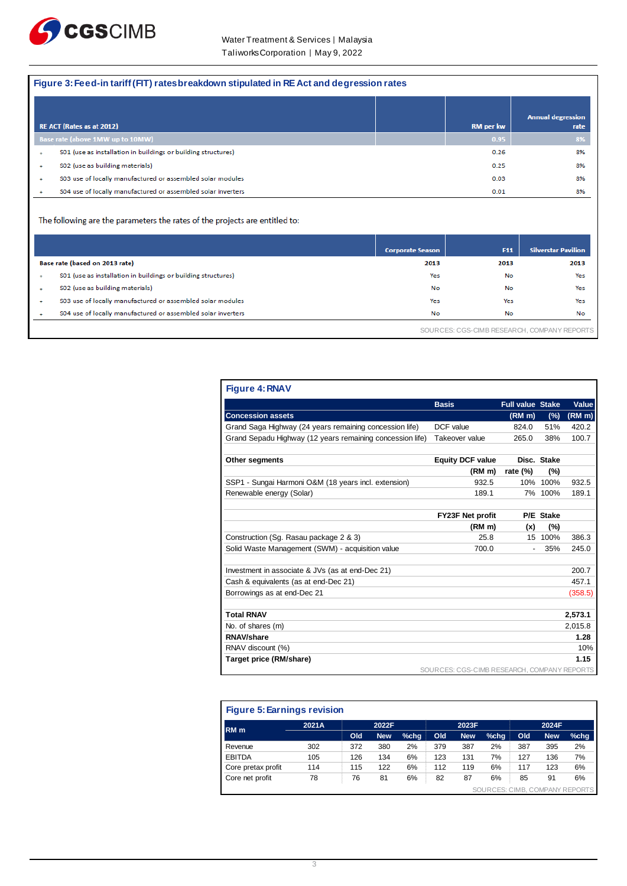## Figure 3: Feed-in tariff (FIT) rates breakdown stipulated in RE Act and degression rates

| RE ACT (Rates as at 2012) | RM per kw | Annual degression rate |
|---|---|---|
| Base rate (above 1MW up to 10MW) | 0.95 | 8% |
| + S01 (use as installation in buildings or building structures) | 0.26 | 8% |
| + S02 (use as building materials) | 0.25 | 8% |
| + S03 use of locally manufactured or assembled solar modules | 0.03 | 8% |
| + S04 use of locally manufactured or assembled solar inverters | 0.01 | 8% |

The following are the parameters the rates of the projects are entitled to:

| | Corporate Season | F11 | Silverstar Pavilion |
|---|---|---|---|
| Base rate (based on 2013 rate) | 2013 | 2013 | 2013 |
| + S01 (use as installation in buildings or building structures) | Yes | No | Yes |
| + S02 (use as building materials) | No | No | Yes |
| + S03 use of locally manufactured or assembled solar modules | Yes | Yes | Yes |
| + S04 use of locally manufactured or assembled solar inverters | No | No | No |

SOURCES: CGS-CIMB RESEARCH, COMPANY REPORTS

## Figure 4: RNAV

| | Basis | Full value (RM m) | Stake (%) | Value (RM m) |
|---|---|---|---|---|
| **Concession assets** | | | | |
| Grand Saga Highway (24 years remaining concession life) | DCF value | 824.0 | 51% | 420.2 |
| Grand Sepadu Highway (12 years remaining concession life) | Takeover value | 265.0 | 38% | 100.7 |
| | | | | |
| **Other segments** | **Equity DCF value (RM m)** | **Disc. rate (%)** | **Stake (%)** | |
| SSP1 - Sungai Harmoni O&M (18 years incl. extension) | 932.5 | 10% | 100% | 932.5 |
| Renewable energy (Solar) | 189.1 | 7% | 100% | 189.1 |
| | | | | |
| | **FY23F Net profit (RM m)** | **P/E (x)** | **Stake (%)** | |
| Construction (Sg. Rasau package 2 & 3) | 25.8 | 15 | 100% | 386.3 |
| Solid Waste Management (SWM) - acquisition value | 700.0 | - | 35% | 245.0 |
| | | | | |
| Investment in associate & JVs (as at end-Dec 21) | | | | 200.7 |
| Cash & equivalents (as at end-Dec 21) | | | | 457.1 |
| Borrowings as at end-Dec 21 | | | | (358.5) |
| | | | | |
| **Total RNAV** | | | | **2,573.1** |
| No. of shares (m) | | | | 2,015.8 |
| **RNAV/share** | | | | **1.28** |
| RNAV discount (%) | | | | 10% |
| **Target price (RM/share)** | | | | **1.15** |

SOURCES: CGS-CIMB RESEARCH, COMPANY REPORTS

## Figure 5: Earnings revision

| RM m | 2021A | 2022F | | | 2023F | | | 2024F | | |
|---|---|---|---|---|---|---|---|---|---|---|
| | | Old | New | %chg | Old | New | %chg | Old | New | %chg |
| Revenue | 302 | 372 | 380 | 2% | 379 | 387 | 2% | 387 | 395 | 2% |
| EBITDA | 105 | 126 | 134 | 6% | 123 | 131 | 7% | 127 | 136 | 7% |
| Core pretax profit | 114 | 115 | 122 | 6% | 112 | 119 | 6% | 117 | 123 | 6% |
| Core net profit | 78 | 76 | 81 | 6% | 82 | 87 | 6% | 85 | 91 | 6% |

SOURCES: CIMB, COMPANY REPORTS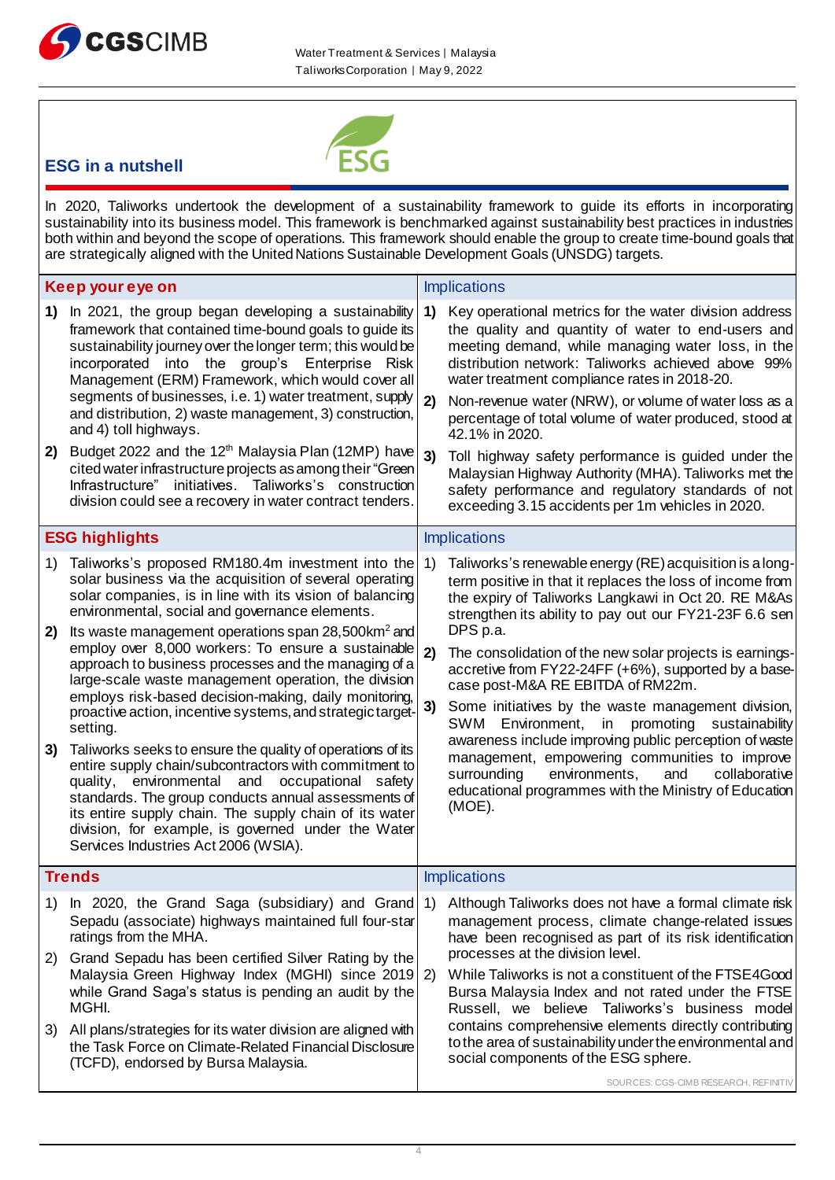## ESG in a nutshell

In 2020, Taliworks undertook the development of a sustainability framework to guide its efforts in incorporating sustainability into its business model. This framework is benchmarked against sustainability best practices in industries both within and beyond the scope of operations. This framework should enable the group to create time-bound goals that are strategically aligned with the United Nations Sustainable Development Goals (UNSDG) targets.

| Keep your eye on | Implications |
|---|---|
| **1)** In 2021, the group began developing a sustainability framework that contained time-bound goals to guide its sustainability journey over the longer term; this would be incorporated into the group's Enterprise Risk Management (ERM) Framework, which would cover all segments of businesses, i.e. 1) water treatment, supply and distribution, 2) waste management, 3) construction, and 4) toll highways.<br><br>**2)** Budget 2022 and the 12th Malaysia Plan (12MP) have cited water infrastructure projects as among their "Green Infrastructure" initiatives. Taliworks's construction division could see a recovery in water contract tenders. | **1)** Key operational metrics for the water division address the quality and quantity of water to end-users and meeting demand, while managing water loss, in the distribution network: Taliworks achieved above 99% water treatment compliance rates in 2018-20.<br><br>**2)** Non-revenue water (NRW), or volume of water loss as a percentage of total volume of water produced, stood at 42.1% in 2020.<br><br>**3)** Toll highway safety performance is guided under the Malaysian Highway Authority (MHA). Taliworks met the safety performance and regulatory standards of not exceeding 3.15 accidents per 1m vehicles in 2020. |

| ESG highlights | Implications |
|---|---|
| 1) Taliworks's proposed RM180.4m investment into the solar business via the acquisition of several operating solar companies, is in line with its vision of balancing environmental, social and governance elements.<br><br>**2)** Its waste management operations span 28,500km² and employ over 8,000 workers: To ensure a sustainable approach to business processes and the managing of a large-scale waste management operation, the division employs risk-based decision-making, daily monitoring, proactive action, incentive systems, and strategic target-setting.<br><br>**3)** Taliworks seeks to ensure the quality of operations of its entire supply chain/subcontractors with commitment to quality, environmental and occupational safety standards. The group conducts annual assessments of its entire supply chain. The supply chain of its water division, for example, is governed under the Water Services Industries Act 2006 (WSIA). | 1) Taliworks's renewable energy (RE) acquisition is a long-term positive in that it replaces the loss of income from the expiry of Taliworks Langkawi in Oct 20. RE M&As strengthen its ability to pay out our FY21-23F 6.6 sen DPS p.a.<br><br>**2)** The consolidation of the new solar projects is earnings-accretive from FY22-24FF (+6%), supported by a base-case post-M&A RE EBITDA of RM22m.<br><br>**3)** Some initiatives by the waste management division, SWM Environment, in promoting sustainability awareness include improving public perception of waste management, empowering communities to improve surrounding environments, and collaborative educational programmes with the Ministry of Education (MOE). |

| Trends | Implications |
|---|---|
| 1) In 2020, the Grand Saga (subsidiary) and Grand Sepadu (associate) highways maintained full four-star ratings from the MHA.<br><br>2) Grand Sepadu has been certified Silver Rating by the Malaysia Green Highway Index (MGHI) since 2019 while Grand Saga's status is pending an audit by the MGHI.<br><br>3) All plans/strategies for its water division are aligned with the Task Force on Climate-Related Financial Disclosure (TCFD), endorsed by Bursa Malaysia. | 1) Although Taliworks does not have a formal climate risk management process, climate change-related issues have been recognised as part of its risk identification processes at the division level.<br><br>2) While Taliworks is not a constituent of the FTSE4Good Bursa Malaysia Index and not rated under the FTSE Russell, we believe Taliworks's business model contains comprehensive elements directly contributing to the area of sustainability under the environmental and social components of the ESG sphere. |

SOURCES: CGS-CIMB RESEARCH, REFINITIV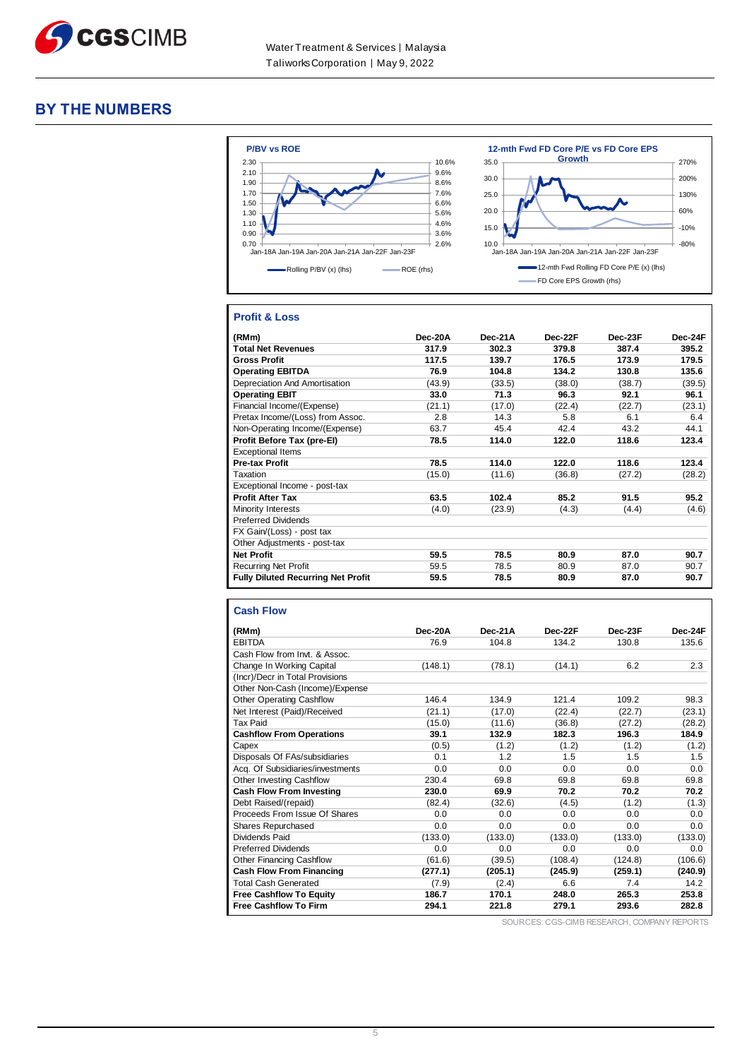## BY THE NUMBERS

**P/BV vs ROE**

Rolling P/BV (x) (lhs) — ROE (rhs)

**12-mth Fwd FD Core P/E vs FD Core EPS Growth**

12-mth Fwd Rolling FD Core P/E (x) (lhs) — FD Core EPS Growth (rhs)

### Profit & Loss

| (RMm) | Dec-20A | Dec-21A | Dec-22F | Dec-23F | Dec-24F |
|---|---|---|---|---|---|
| **Total Net Revenues** | **317.9** | **302.3** | **379.8** | **387.4** | **395.2** |
| **Gross Profit** | **117.5** | **139.7** | **176.5** | **173.9** | **179.5** |
| **Operating EBITDA** | **76.9** | **104.8** | **134.2** | **130.8** | **135.6** |
| Depreciation And Amortisation | (43.9) | (33.5) | (38.0) | (38.7) | (39.5) |
| **Operating EBIT** | **33.0** | **71.3** | **96.3** | **92.1** | **96.1** |
| Financial Income/(Expense) | (21.1) | (17.0) | (22.4) | (22.7) | (23.1) |
| Pretax Income/(Loss) from Assoc. | 2.8 | 14.3 | 5.8 | 6.1 | 6.4 |
| Non-Operating Income/(Expense) | 63.7 | 45.4 | 42.4 | 43.2 | 44.1 |
| **Profit Before Tax (pre-EI)** | **78.5** | **114.0** | **122.0** | **118.6** | **123.4** |
| Exceptional Items | | | | | |
| **Pre-tax Profit** | **78.5** | **114.0** | **122.0** | **118.6** | **123.4** |
| Taxation | (15.0) | (11.6) | (36.8) | (27.2) | (28.2) |
| Exceptional Income - post-tax | | | | | |
| **Profit After Tax** | **63.5** | **102.4** | **85.2** | **91.5** | **95.2** |
| Minority Interests | (4.0) | (23.9) | (4.3) | (4.4) | (4.6) |
| Preferred Dividends | | | | | |
| FX Gain/(Loss) - post tax | | | | | |
| Other Adjustments - post-tax | | | | | |
| **Net Profit** | **59.5** | **78.5** | **80.9** | **87.0** | **90.7** |
| Recurring Net Profit | 59.5 | 78.5 | 80.9 | 87.0 | 90.7 |
| **Fully Diluted Recurring Net Profit** | **59.5** | **78.5** | **80.9** | **87.0** | **90.7** |

### Cash Flow

| (RMm) | Dec-20A | Dec-21A | Dec-22F | Dec-23F | Dec-24F |
|---|---|---|---|---|---|
| EBITDA | 76.9 | 104.8 | 134.2 | 130.8 | 135.6 |
| Cash Flow from Invt. & Assoc. | | | | | |
| Change In Working Capital | (148.1) | (78.1) | (14.1) | 6.2 | 2.3 |
| (Incr)/Decr in Total Provisions | | | | | |
| Other Non-Cash (Income)/Expense | | | | | |
| Other Operating Cashflow | 146.4 | 134.9 | 121.4 | 109.2 | 98.3 |
| Net Interest (Paid)/Received | (21.1) | (17.0) | (22.4) | (22.7) | (23.1) |
| Tax Paid | (15.0) | (11.6) | (36.8) | (27.2) | (28.2) |
| **Cashflow From Operations** | **39.1** | **132.9** | **182.3** | **196.3** | **184.9** |
| Capex | (0.5) | (1.2) | (1.2) | (1.2) | (1.2) |
| Disposals Of FAs/subsidiaries | 0.1 | 1.2 | 1.5 | 1.5 | 1.5 |
| Acq. Of Subsidiaries/investments | 0.0 | 0.0 | 0.0 | 0.0 | 0.0 |
| Other Investing Cashflow | 230.4 | 69.8 | 69.8 | 69.8 | 69.8 |
| **Cash Flow From Investing** | **230.0** | **69.9** | **70.2** | **70.2** | **70.2** |
| Debt Raised/(repaid) | (82.4) | (32.6) | (4.5) | (1.2) | (1.3) |
| Proceeds From Issue Of Shares | 0.0 | 0.0 | 0.0 | 0.0 | 0.0 |
| Shares Repurchased | 0.0 | 0.0 | 0.0 | 0.0 | 0.0 |
| Dividends Paid | (133.0) | (133.0) | (133.0) | (133.0) | (133.0) |
| Preferred Dividends | 0.0 | 0.0 | 0.0 | 0.0 | 0.0 |
| Other Financing Cashflow | (61.6) | (39.5) | (108.4) | (124.8) | (106.6) |
| **Cash Flow From Financing** | **(277.1)** | **(205.1)** | **(245.9)** | **(259.1)** | **(240.9)** |
| Total Cash Generated | (7.9) | (2.4) | 6.6 | 7.4 | 14.2 |
| **Free Cashflow To Equity** | **186.7** | **170.1** | **248.0** | **265.3** | **253.8** |
| **Free Cashflow To Firm** | **294.1** | **221.8** | **279.1** | **293.6** | **282.8** |

SOURCES: CGS-CIMB RESEARCH, COMPANY REPORTS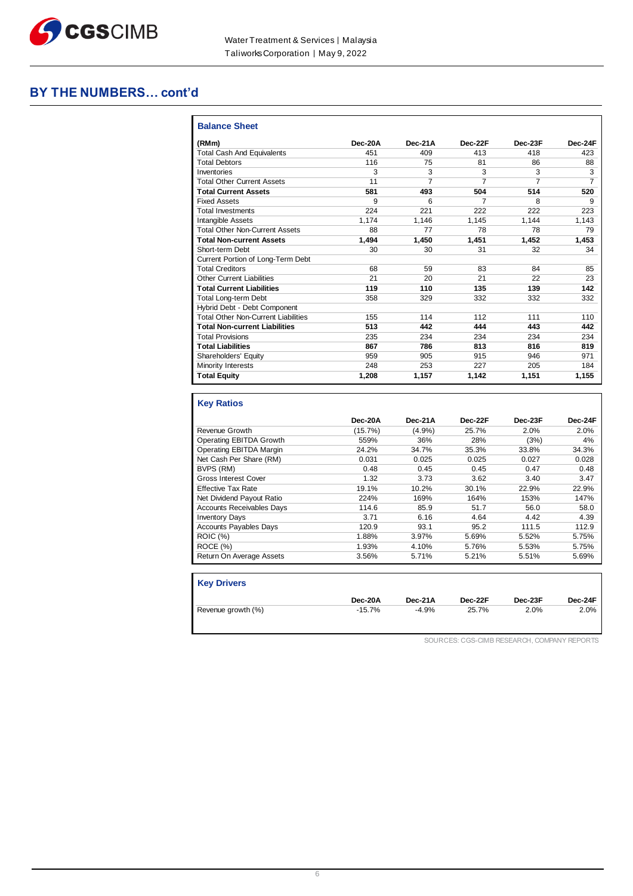## BY THE NUMBERS… cont'd

### Balance Sheet

| (RMm) | Dec-20A | Dec-21A | Dec-22F | Dec-23F | Dec-24F |
|---|---|---|---|---|---|
| Total Cash And Equivalents | 451 | 409 | 413 | 418 | 423 |
| Total Debtors | 116 | 75 | 81 | 86 | 88 |
| Inventories | 3 | 3 | 3 | 3 | 3 |
| Total Other Current Assets | 11 | 7 | 7 | 7 | 7 |
| **Total Current Assets** | **581** | **493** | **504** | **514** | **520** |
| Fixed Assets | 9 | 6 | 7 | 8 | 9 |
| Total Investments | 224 | 221 | 222 | 222 | 223 |
| Intangible Assets | 1,174 | 1,146 | 1,145 | 1,144 | 1,143 |
| Total Other Non-Current Assets | 88 | 77 | 78 | 78 | 79 |
| **Total Non-current Assets** | **1,494** | **1,450** | **1,451** | **1,452** | **1,453** |
| Short-term Debt | 30 | 30 | 31 | 32 | 34 |
| Current Portion of Long-Term Debt | | | | | |
| Total Creditors | 68 | 59 | 83 | 84 | 85 |
| Other Current Liabilities | 21 | 20 | 21 | 22 | 23 |
| **Total Current Liabilities** | **119** | **110** | **135** | **139** | **142** |
| Total Long-term Debt | 358 | 329 | 332 | 332 | 332 |
| Hybrid Debt - Debt Component | | | | | |
| Total Other Non-Current Liabilities | 155 | 114 | 112 | 111 | 110 |
| **Total Non-current Liabilities** | **513** | **442** | **444** | **443** | **442** |
| Total Provisions | 235 | 234 | 234 | 234 | 234 |
| **Total Liabilities** | **867** | **786** | **813** | **816** | **819** |
| Shareholders' Equity | 959 | 905 | 915 | 946 | 971 |
| Minority Interests | 248 | 253 | 227 | 205 | 184 |
| **Total Equity** | **1,208** | **1,157** | **1,142** | **1,151** | **1,155** |

### Key Ratios

| | Dec-20A | Dec-21A | Dec-22F | Dec-23F | Dec-24F |
|---|---|---|---|---|---|
| Revenue Growth | (15.7%) | (4.9%) | 25.7% | 2.0% | 2.0% |
| Operating EBITDA Growth | 559% | 36% | 28% | (3%) | 4% |
| Operating EBITDA Margin | 24.2% | 34.7% | 35.3% | 33.8% | 34.3% |
| Net Cash Per Share (RM) | 0.031 | 0.025 | 0.025 | 0.027 | 0.028 |
| BVPS (RM) | 0.48 | 0.45 | 0.45 | 0.47 | 0.48 |
| Gross Interest Cover | 1.32 | 3.73 | 3.62 | 3.40 | 3.47 |
| Effective Tax Rate | 19.1% | 10.2% | 30.1% | 22.9% | 22.9% |
| Net Dividend Payout Ratio | 224% | 169% | 164% | 153% | 147% |
| Accounts Receivables Days | 114.6 | 85.9 | 51.7 | 56.0 | 58.0 |
| Inventory Days | 3.71 | 6.16 | 4.64 | 4.42 | 4.39 |
| Accounts Payables Days | 120.9 | 93.1 | 95.2 | 111.5 | 112.9 |
| ROIC (%) | 1.88% | 3.97% | 5.69% | 5.52% | 5.75% |
| ROCE (%) | 1.93% | 4.10% | 5.76% | 5.53% | 5.75% |
| Return On Average Assets | 3.56% | 5.71% | 5.21% | 5.51% | 5.69% |

### Key Drivers

| | Dec-20A | Dec-21A | Dec-22F | Dec-23F | Dec-24F |
|---|---|---|---|---|---|
| Revenue growth (%) | -15.7% | -4.9% | 25.7% | 2.0% | 2.0% |

SOURCES: CGS-CIMB RESEARCH, COMPANY REPORTS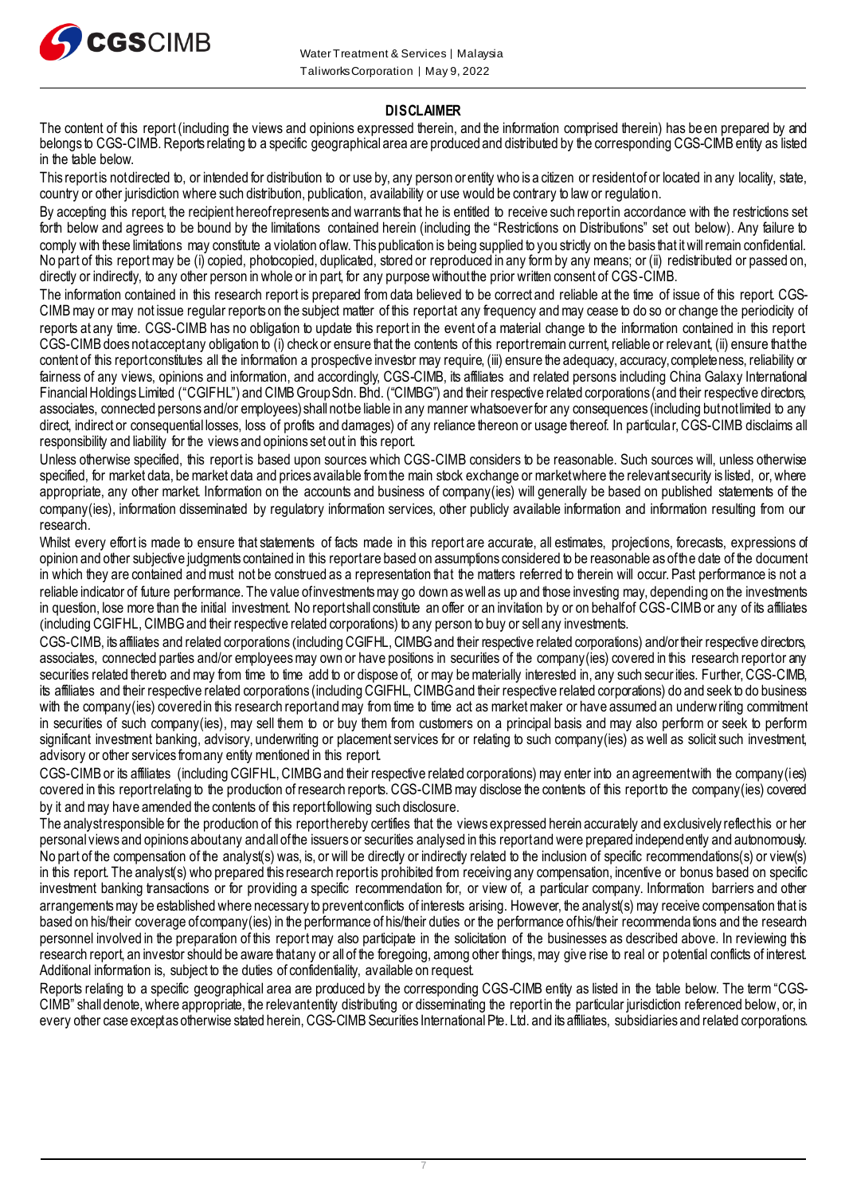## DISCLAIMER

The content of this report (including the views and opinions expressed therein, and the information comprised therein) has been prepared by and belongs to CGS-CIMB. Reports relating to a specific geographical area are produced and distributed by the corresponding CGS-CIMB entity as listed in the table below.

This report is not directed to, or intended for distribution to or use by, any person or entity who is a citizen or resident of or located in any locality, state, country or other jurisdiction where such distribution, publication, availability or use would be contrary to law or regulation.

By accepting this report, the recipient hereof represents and warrants that he is entitled to receive such report in accordance with the restrictions set forth below and agrees to be bound by the limitations contained herein (including the "Restrictions on Distributions" set out below). Any failure to comply with these limitations may constitute a violation of law. This publication is being supplied to you strictly on the basis that it will remain confidential. No part of this report may be (i) copied, photocopied, duplicated, stored or reproduced in any form by any means; or (ii) redistributed or passed on, directly or indirectly, to any other person in whole or in part, for any purpose without the prior written consent of CGS-CIMB.

The information contained in this research report is prepared from data believed to be correct and reliable at the time of issue of this report. CGS-CIMB may or may not issue regular reports on the subject matter of this report at any frequency and may cease to do so or change the periodicity of reports at any time. CGS-CIMB has no obligation to update this report in the event of a material change to the information contained in this report. CGS-CIMB does not accept any obligation to (i) check or ensure that the contents of this report remain current, reliable or relevant, (ii) ensure that the content of this report constitutes all the information a prospective investor may require, (iii) ensure the adequacy, accuracy, completeness, reliability or fairness of any views, opinions and information, and accordingly, CGS-CIMB, its affiliates and related persons including China Galaxy International Financial Holdings Limited ("CGIFHL") and CIMB Group Sdn. Bhd. ("CIMBG") and their respective related corporations (and their respective directors, associates, connected persons and/or employees) shall not be liable in any manner whatsoever for any consequences (including but not limited to any direct, indirect or consequential losses, loss of profits and damages) of any reliance thereon or usage thereof. In particular, CGS-CIMB disclaims all responsibility and liability for the views and opinions set out in this report.

Unless otherwise specified, this report is based upon sources which CGS-CIMB considers to be reasonable. Such sources will, unless otherwise specified, for market data, be market data and prices available from the main stock exchange or market where the relevant security is listed, or, where appropriate, any other market. Information on the accounts and business of company(ies) will generally be based on published statements of the company(ies), information disseminated by regulatory information services, other publicly available information and information resulting from our research.

Whilst every effort is made to ensure that statements of facts made in this report are accurate, all estimates, projections, forecasts, expressions of opinion and other subjective judgments contained in this report are based on assumptions considered to be reasonable as of the date of the document in which they are contained and must not be construed as a representation that the matters referred to therein will occur. Past performance is not a reliable indicator of future performance. The value of investments may go down as well as up and those investing may, depending on the investments in question, lose more than the initial investment. No report shall constitute an offer or an invitation by or on behalf of CGS-CIMB or any of its affiliates (including CGIFHL, CIMBG and their respective related corporations) to any person to buy or sell any investments.

CGS-CIMB, its affiliates and related corporations (including CGIFHL, CIMBG and their respective related corporations) and/or their respective directors, associates, connected parties and/or employees may own or have positions in securities of the company(ies) covered in this research report or any securities related thereto and may from time to time add to or dispose of, or may be materially interested in, any such securities. Further, CGS-CIMB, its affiliates and their respective related corporations (including CGIFHL, CIMBG and their respective related corporations) do and seek to do business with the company(ies) covered in this research report and may from time to time act as market maker or have assumed an underwriting commitment in securities of such company(ies), may sell them to or buy them from customers on a principal basis and may also perform or seek to perform significant investment banking, advisory, underwriting or placement services for or relating to such company(ies) as well as solicit such investment, advisory or other services from any entity mentioned in this report.

CGS-CIMB or its affiliates (including CGIFHL, CIMBG and their respective related corporations) may enter into an agreement with the company(ies) covered in this report relating to the production of research reports. CGS-CIMB may disclose the contents of this report to the company(ies) covered by it and may have amended the contents of this report following such disclosure.

The analyst responsible for the production of this report hereby certifies that the views expressed herein accurately and exclusively reflect his or her personal views and opinions about any and all of the issuers or securities analysed in this report and were prepared independently and autonomously. No part of the compensation of the analyst(s) was, is, or will be directly or indirectly related to the inclusion of specific recommendations(s) or view(s) in this report. The analyst(s) who prepared this research report is prohibited from receiving any compensation, incentive or bonus based on specific investment banking transactions or for providing a specific recommendation for, or view of, a particular company. Information barriers and other arrangements may be established where necessary to prevent conflicts of interests arising. However, the analyst(s) may receive compensation that is based on his/their coverage of company(ies) in the performance of his/their duties or the performance of his/their recommendations and the research personnel involved in the preparation of this report may also participate in the solicitation of the businesses as described above. In reviewing this research report, an investor should be aware that any or all of the foregoing, among other things, may give rise to real or potential conflicts of interest. Additional information is, subject to the duties of confidentiality, available on request.

Reports relating to a specific geographical area are produced by the corresponding CGS-CIMB entity as listed in the table below. The term "CGS-CIMB" shall denote, where appropriate, the relevant entity distributing or disseminating the report in the particular jurisdiction referenced below, or, in every other case except as otherwise stated herein, CGS-CIMB Securities International Pte. Ltd. and its affiliates, subsidiaries and related corporations.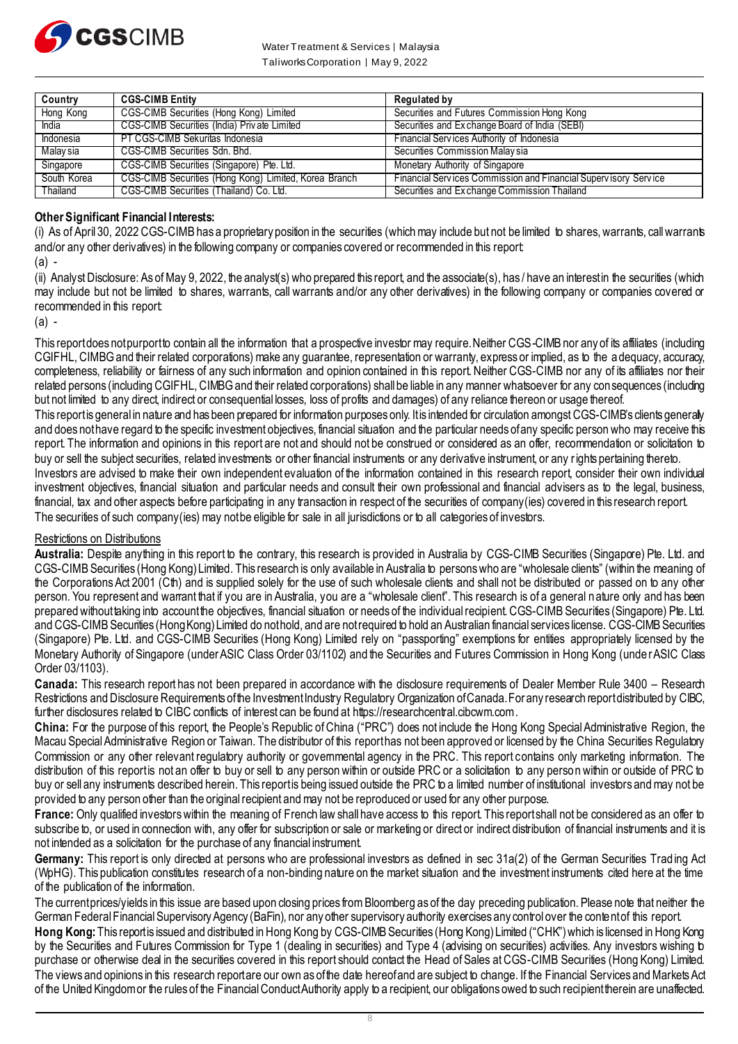| Country | CGS-CIMB Entity | Regulated by |
|---|---|---|
| Hong Kong | CGS-CIMB Securities (Hong Kong) Limited | Securities and Futures Commission Hong Kong |
| India | CGS-CIMB Securities (India) Private Limited | Securities and Exchange Board of India (SEBI) |
| Indonesia | PT CGS-CIMB Sekuritas Indonesia | Financial Services Authority of Indonesia |
| Malaysia | CGS-CIMB Securities Sdn. Bhd. | Securities Commission Malaysia |
| Singapore | CGS-CIMB Securities (Singapore) Pte. Ltd. | Monetary Authority of Singapore |
| South Korea | CGS-CIMB Securities (Hong Kong) Limited, Korea Branch | Financial Services Commission and Financial Supervisory Service |
| Thailand | CGS-CIMB Securities (Thailand) Co. Ltd. | Securities and Exchange Commission Thailand |

**Other Significant Financial Interests:**

(i) As of April 30, 2022 CGS-CIMB has a proprietary position in the securities (which may include but not be limited to shares, warrants, call warrants and/or any other derivatives) in the following company or companies covered or recommended in this report:

(a) -

(ii) Analyst Disclosure: As of May 9, 2022, the analyst(s) who prepared this report, and the associate(s), has / have an interest in the securities (which may include but not be limited to shares, warrants, call warrants and/or any other derivatives) in the following company or companies covered or recommended in this report:

(a) -

This report does not purport to contain all the information that a prospective investor may require. Neither CGS-CIMB nor any of its affiliates (including CGIFHL, CIMBG and their related corporations) make any guarantee, representation or warranty, express or implied, as to the adequacy, accuracy, completeness, reliability or fairness of any such information and opinion contained in this report. Neither CGS-CIMB nor any of its affiliates nor their related persons (including CGIFHL, CIMBG and their related corporations) shall be liable in any manner whatsoever for any consequences (including but not limited to any direct, indirect or consequential losses, loss of profits and damages) of any reliance thereon or usage thereof.

This report is general in nature and has been prepared for information purposes only. It is intended for circulation amongst CGS-CIMB's clients generally and does not have regard to the specific investment objectives, financial situation and the particular needs of any specific person who may receive this report. The information and opinions in this report are not and should not be construed or considered as an offer, recommendation or solicitation to buy or sell the subject securities, related investments or other financial instruments or any derivative instrument, or any rights pertaining thereto.

Investors are advised to make their own independent evaluation of the information contained in this research report, consider their own individual investment objectives, financial situation and particular needs and consult their own professional and financial advisers as to the legal, business, financial, tax and other aspects before participating in any transaction in respect of the securities of company(ies) covered in this research report.

The securities of such company(ies) may not be eligible for sale in all jurisdictions or to all categories of investors.

Restrictions on Distributions

**Australia:** Despite anything in this report to the contrary, this research is provided in Australia by CGS-CIMB Securities (Singapore) Pte. Ltd. and CGS-CIMB Securities (Hong Kong) Limited. This research is only available in Australia to persons who are "wholesale clients" (within the meaning of the Corporations Act 2001 (Cth) and is supplied solely for the use of such wholesale clients and shall not be distributed or passed on to any other person. You represent and warrant that if you are in Australia, you are a "wholesale client". This research is of a general nature only and has been prepared without taking into account the objectives, financial situation or needs of the individual recipient. CGS-CIMB Securities (Singapore) Pte. Ltd. and CGS-CIMB Securities (Hong Kong) Limited do not hold, and are not required to hold an Australian financial services license. CGS-CIMB Securities (Singapore) Pte. Ltd. and CGS-CIMB Securities (Hong Kong) Limited rely on "passporting" exemptions for entities appropriately licensed by the Monetary Authority of Singapore (under ASIC Class Order 03/1102) and the Securities and Futures Commission in Hong Kong (under ASIC Class Order 03/1103).

**Canada:** This research report has not been prepared in accordance with the disclosure requirements of Dealer Member Rule 3400 – Research Restrictions and Disclosure Requirements of the Investment Industry Regulatory Organization of Canada. For any research report distributed by CIBC, further disclosures related to CIBC conflicts of interest can be found at https://researchcentral.cibcwm.com .

**China:** For the purpose of this report, the People's Republic of China ("PRC") does not include the Hong Kong Special Administrative Region, the Macau Special Administrative Region or Taiwan. The distributor of this report has not been approved or licensed by the China Securities Regulatory Commission or any other relevant regulatory authority or governmental agency in the PRC. This report contains only marketing information. The distribution of this report is not an offer to buy or sell to any person within or outside PRC or a solicitation to any person within or outside of PRC to buy or sell any instruments described herein. This report is being issued outside the PRC to a limited number of institutional investors and may not be provided to any person other than the original recipient and may not be reproduced or used for any other purpose.

**France:** Only qualified investors within the meaning of French law shall have access to this report. This report shall not be considered as an offer to subscribe to, or used in connection with, any offer for subscription or sale or marketing or direct or indirect distribution of financial instruments and it is not intended as a solicitation for the purchase of any financial instrument.

**Germany:** This report is only directed at persons who are professional investors as defined in sec 31a(2) of the German Securities Trading Act (WpHG). This publication constitutes research of a non-binding nature on the market situation and the investment instruments cited here at the time of the publication of the information.

The current prices/yields in this issue are based upon closing prices from Bloomberg as of the day preceding publication. Please note that neither the German Federal Financial Supervisory Agency (BaFin), nor any other supervisory authority exercises any control over the content of this report.

**Hong Kong:** This report is issued and distributed in Hong Kong by CGS-CIMB Securities (Hong Kong) Limited ("CHK") which is licensed in Hong Kong by the Securities and Futures Commission for Type 1 (dealing in securities) and Type 4 (advising on securities) activities. Any investors wishing to purchase or otherwise deal in the securities covered in this report should contact the Head of Sales at CGS-CIMB Securities (Hong Kong) Limited. The views and opinions in this research report are our own as of the date hereof and are subject to change. If the Financial Services and Markets Act of the United Kingdom or the rules of the Financial Conduct Authority apply to a recipient, our obligations owed to such recipient therein are unaffected.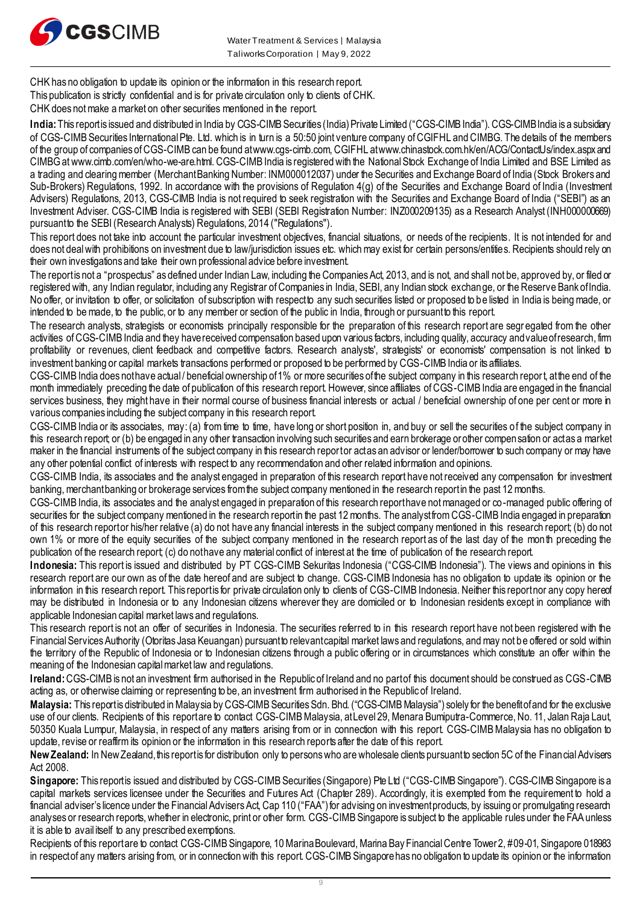CHK has no obligation to update its opinion or the information in this research report.

This publication is strictly confidential and is for private circulation only to clients of CHK.

CHK does not make a market on other securities mentioned in the report.

**India:** This report is issued and distributed in India by CGS-CIMB Securities (India) Private Limited ("CGS-CIMB India"). CGS-CIMB India is a subsidiary of CGS-CIMB Securities International Pte. Ltd. which is in turn is a 50:50 joint venture company of CGIFHL and CIMBG. The details of the members of the group of companies of CGS-CIMB can be found at www.cgs-cimb.com, CGIFHL at www.chinastock.com.hk/en/ACG/ContactUs/index.aspx and CIMBG at www.cimb.com/en/who-we-are.html. CGS-CIMB India is registered with the National Stock Exchange of India Limited and BSE Limited as a trading and clearing member (Merchant Banking Number: INM000012037) under the Securities and Exchange Board of India (Stock Brokers and Sub-Brokers) Regulations, 1992. In accordance with the provisions of Regulation 4(g) of the Securities and Exchange Board of India (Investment Advisers) Regulations, 2013, CGS-CIMB India is not required to seek registration with the Securities and Exchange Board of India ("SEBI") as an Investment Adviser. CGS-CIMB India is registered with SEBI (SEBI Registration Number: INZ000209135) as a Research Analyst (INH000000669) pursuant to the SEBI (Research Analysts) Regulations, 2014 ("Regulations").

This report does not take into account the particular investment objectives, financial situations, or needs of the recipients. It is not intended for and does not deal with prohibitions on investment due to law/jurisdiction issues etc. which may exist for certain persons/entities. Recipients should rely on their own investigations and take their own professional advice before investment.

The report is not a "prospectus" as defined under Indian Law, including the Companies Act, 2013, and is not, and shall not be, approved by, or filed or registered with, any Indian regulator, including any Registrar of Companies in India, SEBI, any Indian stock exchange, or the Reserve Bank of India. No offer, or invitation to offer, or solicitation of subscription with respect to any such securities listed or proposed to be listed in India is being made, or intended to be made, to the public, or to any member or section of the public in India, through or pursuant to this report.

The research analysts, strategists or economists principally responsible for the preparation of this research report are segregated from the other activities of CGS-CIMB India and they have received compensation based upon various factors, including quality, accuracy and value of research, firm profitability or revenues, client feedback and competitive factors. Research analysts', strategists' or economists' compensation is not linked to investment banking or capital markets transactions performed or proposed to be performed by CGS-CIMB India or its affiliates.

CGS-CIMB India does not have actual / beneficial ownership of 1% or more securities of the subject company in this research report, at the end of the month immediately preceding the date of publication of this research report. However, since affiliates of CGS-CIMB India are engaged in the financial services business, they might have in their normal course of business financial interests or actual / beneficial ownership of one per cent or more in various companies including the subject company in this research report.

CGS-CIMB India or its associates, may: (a) from time to time, have long or short position in, and buy or sell the securities of the subject company in this research report; or (b) be engaged in any other transaction involving such securities and earn brokerage or other compensation or act as a market maker in the financial instruments of the subject company in this research report or act as an advisor or lender/borrower to such company or may have any other potential conflict of interests with respect to any recommendation and other related information and opinions.

CGS-CIMB India, its associates and the analyst engaged in preparation of this research report have not received any compensation for investment banking, merchant banking or brokerage services from the subject company mentioned in the research report in the past 12 months.

CGS-CIMB India, its associates and the analyst engaged in preparation of this research report have not managed or co-managed public offering of securities for the subject company mentioned in the research report in the past 12 months. The analyst from CGS-CIMB India engaged in preparation of this research report or his/her relative (a) do not have any financial interests in the subject company mentioned in this research report; (b) do not own 1% or more of the equity securities of the subject company mentioned in the research report as of the last day of the month preceding the publication of the research report; (c) do not have any material conflict of interest at the time of publication of the research report.

**Indonesia:** This report is issued and distributed by PT CGS-CIMB Sekuritas Indonesia ("CGS-CIMB Indonesia"). The views and opinions in this research report are our own as of the date hereof and are subject to change. CGS-CIMB Indonesia has no obligation to update its opinion or the information in this research report. This report is for private circulation only to clients of CGS-CIMB Indonesia. Neither this report nor any copy hereof may be distributed in Indonesia or to any Indonesian citizens wherever they are domiciled or to Indonesian residents except in compliance with applicable Indonesian capital market laws and regulations.

This research report is not an offer of securities in Indonesia. The securities referred to in this research report have not been registered with the Financial Services Authority (Otoritas Jasa Keuangan) pursuant to relevant capital market laws and regulations, and may not be offered or sold within the territory of the Republic of Indonesia or to Indonesian citizens through a public offering or in circumstances which constitute an offer within the meaning of the Indonesian capital market law and regulations.

**Ireland:** CGS-CIMB is not an investment firm authorised in the Republic of Ireland and no part of this document should be construed as CGS-CIMB acting as, or otherwise claiming or representing to be, an investment firm authorised in the Republic of Ireland.

**Malaysia:** This report is distributed in Malaysia by CGS-CIMB Securities Sdn. Bhd. ("CGS-CIMB Malaysia") solely for the benefit of and for the exclusive use of our clients. Recipients of this report are to contact CGS-CIMB Malaysia, at Level 29, Menara Bumiputra-Commerce, No. 11, Jalan Raja Laut, 50350 Kuala Lumpur, Malaysia, in respect of any matters arising from or in connection with this report. CGS-CIMB Malaysia has no obligation to update, revise or reaffirm its opinion or the information in this research reports after the date of this report.

**New Zealand:** In New Zealand, this report is for distribution only to persons who are wholesale clients pursuant to section 5C of the Financial Advisers Act 2008.

**Singapore:** This report is issued and distributed by CGS-CIMB Securities (Singapore) Pte Ltd ("CGS-CIMB Singapore"). CGS-CIMB Singapore is a capital markets services licensee under the Securities and Futures Act (Chapter 289). Accordingly, it is exempted from the requirement to hold a financial adviser's licence under the Financial Advisers Act, Cap 110 ("FAA") for advising on investment products, by issuing or promulgating research analyses or research reports, whether in electronic, print or other form. CGS-CIMB Singapore is subject to the applicable rules under the FAA unless it is able to avail itself to any prescribed exemptions.

Recipients of this report are to contact CGS-CIMB Singapore, 10 Marina Boulevard, Marina Bay Financial Centre Tower 2, #09-01, Singapore 018983 in respect of any matters arising from, or in connection with this report. CGS-CIMB Singapore has no obligation to update its opinion or the information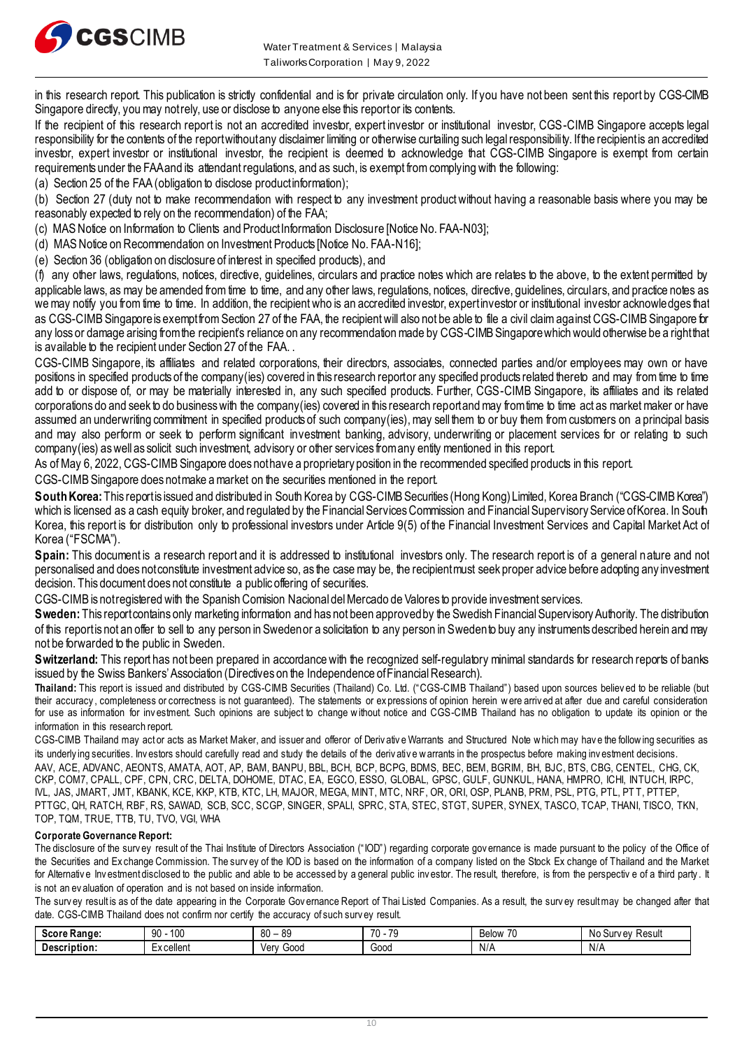in this research report. This publication is strictly confidential and is for private circulation only. If you have not been sent this report by CGS-CIMB Singapore directly, you may not rely, use or disclose to anyone else this report or its contents.

If the recipient of this research report is not an accredited investor, expert investor or institutional investor, CGS-CIMB Singapore accepts legal responsibility for the contents of the report without any disclaimer limiting or otherwise curtailing such legal responsibility. If the recipient is an accredited investor, expert investor or institutional investor, the recipient is deemed to acknowledge that CGS-CIMB Singapore is exempt from certain requirements under the FAA and its attendant regulations, and as such, is exempt from complying with the following:

(a) Section 25 of the FAA (obligation to disclose product information);

(b) Section 27 (duty not to make recommendation with respect to any investment product without having a reasonable basis where you may be reasonably expected to rely on the recommendation) of the FAA;

(c) MAS Notice on Information to Clients and Product Information Disclosure [Notice No. FAA-N03];

(d) MAS Notice on Recommendation on Investment Products [Notice No. FAA-N16];

(e) Section 36 (obligation on disclosure of interest in specified products), and

(f) any other laws, regulations, notices, directive, guidelines, circulars and practice notes which are relates to the above, to the extent permitted by applicable laws, as may be amended from time to time, and any other laws, regulations, notices, directive, guidelines, circulars, and practice notes as we may notify you from time to time. In addition, the recipient who is an accredited investor, expert investor or institutional investor acknowledges that as CGS-CIMB Singapore is exempt from Section 27 of the FAA, the recipient will also not be able to file a civil claim against CGS-CIMB Singapore for any loss or damage arising from the recipient's reliance on any recommendation made by CGS-CIMB Singapore which would otherwise be a right that is available to the recipient under Section 27 of the FAA. .

CGS-CIMB Singapore, its affiliates and related corporations, their directors, associates, connected parties and/or employees may own or have positions in specified products of the company(ies) covered in this research report or any specified products related thereto and may from time to time add to or dispose of, or may be materially interested in, any such specified products. Further, CGS-CIMB Singapore, its affiliates and its related corporations do and seek to do business with the company(ies) covered in this research report and may from time to time act as market maker or have assumed an underwriting commitment in specified products of such company(ies), may sell them to or buy them from customers on a principal basis and may also perform or seek to perform significant investment banking, advisory, underwriting or placement services for or relating to such company(ies) as well as solicit such investment, advisory or other services from any entity mentioned in this report.

As of May 6, 2022, CGS-CIMB Singapore does not have a proprietary position in the recommended specified products in this report.

CGS-CIMB Singapore does not make a market on the securities mentioned in the report.

**South Korea:** This report is issued and distributed in South Korea by CGS-CIMB Securities (Hong Kong) Limited, Korea Branch ("CGS-CIMB Korea") which is licensed as a cash equity broker, and regulated by the Financial Services Commission and Financial Supervisory Service of Korea. In South Korea, this report is for distribution only to professional investors under Article 9(5) of the Financial Investment Services and Capital Market Act of Korea ("FSCMA").

**Spain:** This document is a research report and it is addressed to institutional investors only. The research report is of a general nature and not personalised and does not constitute investment advice so, as the case may be, the recipient must seek proper advice before adopting any investment decision. This document does not constitute a public offering of securities.

CGS-CIMB is not registered with the Spanish Comision Nacional del Mercado de Valores to provide investment services.

**Sweden:** This report contains only marketing information and has not been approved by the Swedish Financial Supervisory Authority. The distribution of this report is not an offer to sell to any person in Sweden or a solicitation to any person in Sweden to buy any instruments described herein and may not be forwarded to the public in Sweden.

**Switzerland:** This report has not been prepared in accordance with the recognized self-regulatory minimal standards for research reports of banks issued by the Swiss Bankers' Association (Directives on the Independence of Financial Research).

**Thailand:** This report is issued and distributed by CGS-CIMB Securities (Thailand) Co. Ltd. ("CGS-CIMB Thailand") based upon sources believed to be reliable (but their accuracy, completeness or correctness is not guaranteed). The statements or expressions of opinion herein were arrived at after due and careful consideration for use as information for investment. Such opinions are subject to change without notice and CGS-CIMB Thailand has no obligation to update its opinion or the information in this research report.

CGS-CIMB Thailand may act or acts as Market Maker, and issuer and offeror of Derivative Warrants and Structured Note which may have the following securities as its underlying securities. Investors should carefully read and study the details of the derivative warrants in the prospectus before making investment decisions.

AAV, ACE, ADVANC, AEONTS, AMATA, AOT, AP, BAM, BANPU, BBL, BCH, BCP, BCPG, BDMS, BEC, BEM, BGRIM, BH, BJC, BTS, CBG, CENTEL, CHG, CK, CKP, COM7, CPALL, CPF, CPN, CRC, DELTA, DOHOME, DTAC, EA, EGCO, ESSO, GLOBAL, GPSC, GULF, GUNKUL, HANA, HMPRO, ICHI, INTUCH, IRPC, IVL, JAS, JMART, JMT, KBANK, KCE, KKP, KTB, KTC, LH, MAJOR, MEGA, MINT, MTC, NRF, OR, ORI, OSP, PLANB, PRM, PSL, PTG, PTL, PTT, PTTEP, PTTGC, QH, RATCH, RBF, RS, SAWAD, SCB, SCC, SCGP, SINGER, SPALI, SPRC, STA, STEC, STGT, SUPER, SYNEX, TASCO, TCAP, THANI, TISCO, TKN, TOP, TQM, TRUE, TTB, TU, TVO, VGI, WHA

**Corporate Governance Report:**

The disclosure of the survey result of the Thai Institute of Directors Association ("IOD") regarding corporate governance is made pursuant to the policy of the Office of the Securities and Exchange Commission. The survey of the IOD is based on the information of a company listed on the Stock Exchange of Thailand and the Market for Alternative Investment disclosed to the public and able to be accessed by a general public investor. The result, therefore, is from the perspective of a third party. It is not an evaluation of operation and is not based on inside information.

The survey result is as of the date appearing in the Corporate Governance Report of Thai Listed Companies. As a result, the survey result may be changed after that date. CGS-CIMB Thailand does not confirm nor certify the accuracy of such survey result.

| **Score Range:** | 90 - 100 | 80 – 89 | 70 - 79 | Below 70 | No Survey Result |
|---|---|---|---|---|---|
| **Description:** | Excellent | Very Good | Good | N/A | N/A |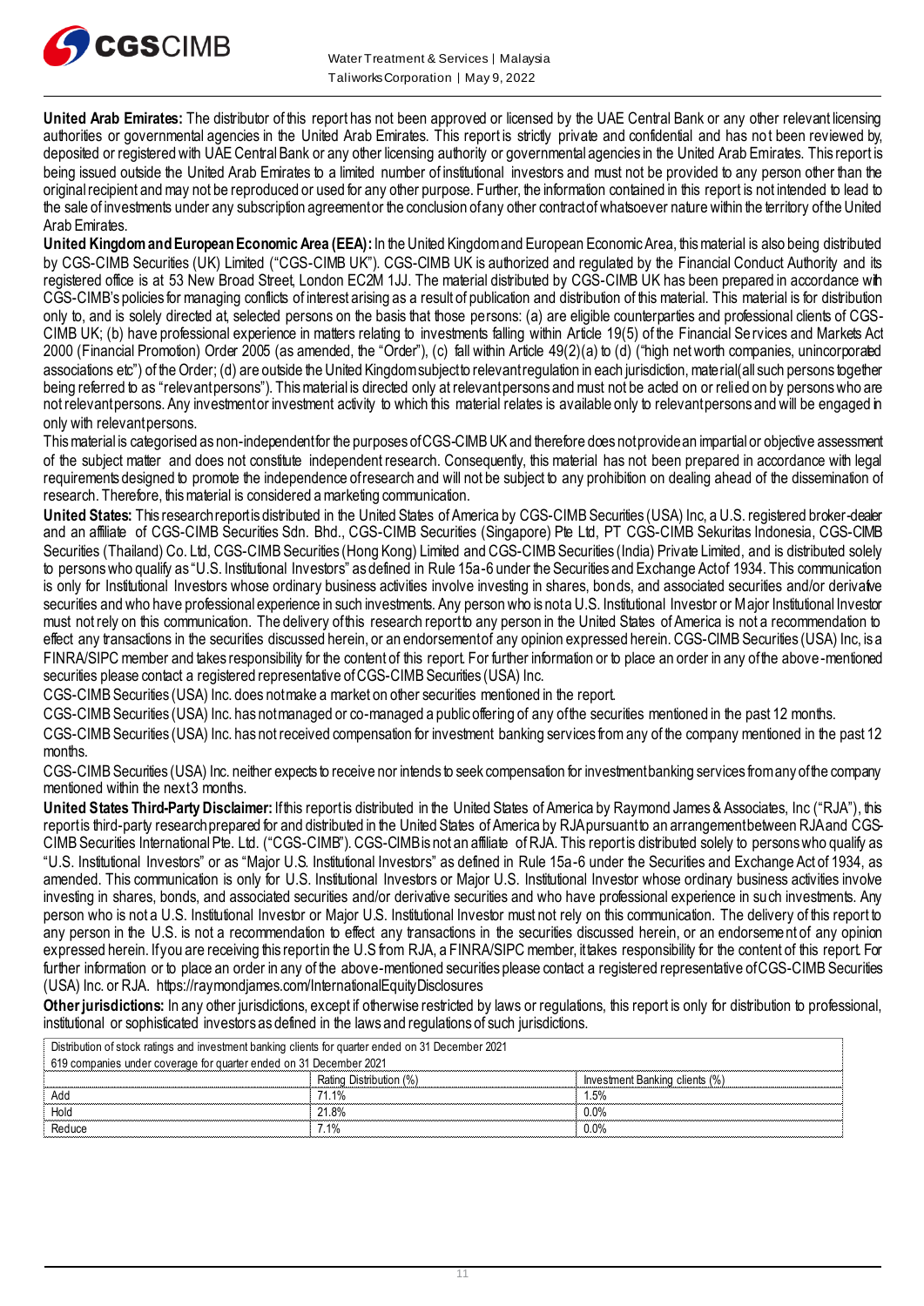**United Arab Emirates:** The distributor of this report has not been approved or licensed by the UAE Central Bank or any other relevant licensing authorities or governmental agencies in the United Arab Emirates. This report is strictly private and confidential and has not been reviewed by, deposited or registered with UAE Central Bank or any other licensing authority or governmental agencies in the United Arab Emirates. This report is being issued outside the United Arab Emirates to a limited number of institutional investors and must not be provided to any person other than the original recipient and may not be reproduced or used for any other purpose. Further, the information contained in this report is not intended to lead to the sale of investments under any subscription agreement or the conclusion of any other contract of whatsoever nature within the territory of the United Arab Emirates.

**United Kingdom and European Economic Area (EEA):** In the United Kingdom and European Economic Area, this material is also being distributed by CGS-CIMB Securities (UK) Limited ("CGS-CIMB UK"). CGS-CIMB UK is authorized and regulated by the Financial Conduct Authority and its registered office is at 53 New Broad Street, London EC2M 1JJ. The material distributed by CGS-CIMB UK has been prepared in accordance with CGS-CIMB's policies for managing conflicts of interest arising as a result of publication and distribution of this material. This material is for distribution only to, and is solely directed at, selected persons on the basis that those persons: (a) are eligible counterparties and professional clients of CGS-CIMB UK; (b) have professional experience in matters relating to investments falling within Article 19(5) of the Financial Services and Markets Act 2000 (Financial Promotion) Order 2005 (as amended, the "Order"), (c) fall within Article 49(2)(a) to (d) ("high net worth companies, unincorporated associations etc") of the Order; (d) are outside the United Kingdom subject to relevant regulation in each jurisdiction, material(all such persons together being referred to as "relevant persons"). This material is directed only at relevant persons and must not be acted on or relied on by persons who are not relevant persons. Any investment or investment activity to which this material relates is available only to relevant persons and will be engaged in only with relevant persons.

This material is categorised as non-independent for the purposes of CGS-CIMB UK and therefore does not provide an impartial or objective assessment of the subject matter and does not constitute independent research. Consequently, this material has not been prepared in accordance with legal requirements designed to promote the independence of research and will not be subject to any prohibition on dealing ahead of the dissemination of research. Therefore, this material is considered a marketing communication.

**United States:** This research report is distributed in the United States of America by CGS-CIMB Securities (USA) Inc, a U.S. registered broker-dealer and an affiliate of CGS-CIMB Securities Sdn. Bhd., CGS-CIMB Securities (Singapore) Pte Ltd, PT CGS-CIMB Sekuritas Indonesia, CGS-CIMB Securities (Thailand) Co. Ltd, CGS-CIMB Securities (Hong Kong) Limited and CGS-CIMB Securities (India) Private Limited, and is distributed solely to persons who qualify as "U.S. Institutional Investors" as defined in Rule 15a-6 under the Securities and Exchange Act of 1934. This communication is only for Institutional Investors whose ordinary business activities involve investing in shares, bonds, and associated securities and/or derivative securities and who have professional experience in such investments. Any person who is not a U.S. Institutional Investor or Major Institutional Investor must not rely on this communication. The delivery of this research report to any person in the United States of America is not a recommendation to effect any transactions in the securities discussed herein, or an endorsement of any opinion expressed herein. CGS-CIMB Securities (USA) Inc, is a FINRA/SIPC member and takes responsibility for the content of this report. For further information or to place an order in any of the above-mentioned securities please contact a registered representative of CGS-CIMB Securities (USA) Inc.

CGS-CIMB Securities (USA) Inc. does not make a market on other securities mentioned in the report.

CGS-CIMB Securities (USA) Inc. has not managed or co-managed a public offering of any of the securities mentioned in the past 12 months.

CGS-CIMB Securities (USA) Inc. has not received compensation for investment banking services from any of the company mentioned in the past 12 months.

CGS-CIMB Securities (USA) Inc. neither expects to receive nor intends to seek compensation for investment banking services from any of the company mentioned within the next 3 months.

**United States Third-Party Disclaimer:** If this report is distributed in the United States of America by Raymond James & Associates, Inc ("RJA"), this report is third-party research prepared for and distributed in the United States of America by RJA pursuant to an arrangement between RJA and CGS-CIMB Securities International Pte. Ltd. ("CGS-CIMB"). CGS-CIMB is not an affiliate of RJA. This report is distributed solely to persons who qualify as "U.S. Institutional Investors" or as "Major U.S. Institutional Investors" as defined in Rule 15a-6 under the Securities and Exchange Act of 1934, as amended. This communication is only for U.S. Institutional Investors or Major U.S. Institutional Investor whose ordinary business activities involve investing in shares, bonds, and associated securities and/or derivative securities and who have professional experience in such investments. Any person who is not a U.S. Institutional Investor or Major U.S. Institutional Investor must not rely on this communication. The delivery of this report to any person in the U.S. is not a recommendation to effect any transactions in the securities discussed herein, or an endorsement of any opinion expressed herein. If you are receiving this report in the U.S from RJA, a FINRA/SIPC member, it takes responsibility for the content of this report. For further information or to place an order in any of the above-mentioned securities please contact a registered representative of CGS-CIMB Securities (USA) Inc. or RJA. https://raymondjames.com/InternationalEquityDisclosures

**Other jurisdictions:** In any other jurisdictions, except if otherwise restricted by laws or regulations, this report is only for distribution to professional, institutional or sophisticated investors as defined in the laws and regulations of such jurisdictions.

| Distribution of stock ratings and investment banking clients for quarter ended on 31 December 2021 | | |
|---|---|---|
| 619 companies under coverage for quarter ended on 31 December 2021 | | |
| | Rating Distribution (%) | Investment Banking clients (%) |
| Add | 71.1% | 1.5% |
| Hold | 21.8% | 0.0% |
| Reduce | 7.1% | 0.0% |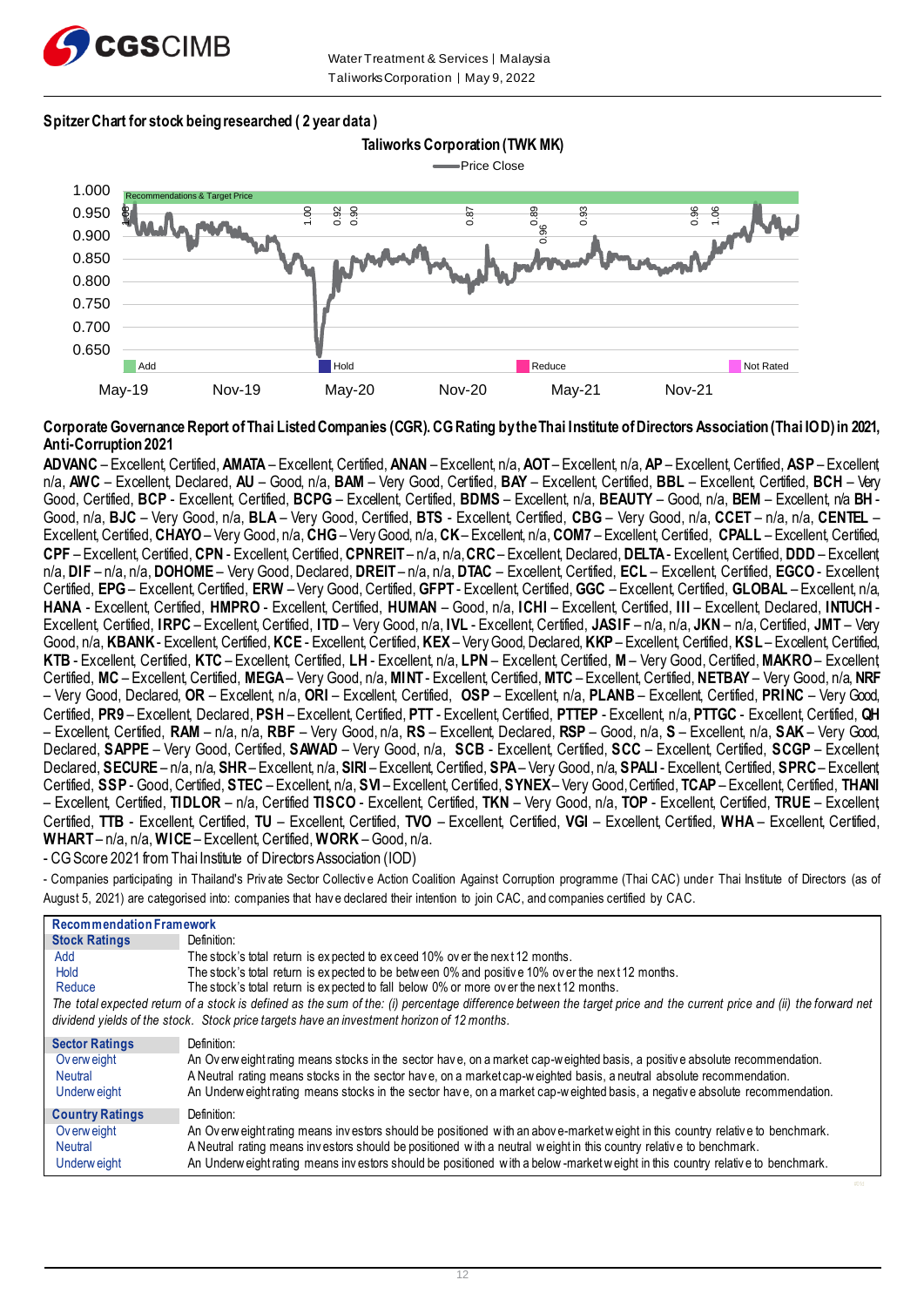## Spitzer Chart for stock being researched ( 2 year data )

Taliworks Corporation (TWK MK)

Price Close

1.000
0.950
0.900
0.850
0.800
0.750
0.700
0.650

Recommendations & Target Price

1.08 1.00 0.92 0.90 0.87 0.89 0.96 0.93 0.96 1.06

Add
Hold
Reduce
Not Rated

May-19 Nov-19 May-20 Nov-20 May-21 Nov-21

**Corporate Governance Report of Thai Listed Companies (CGR). CG Rating by the Thai Institute of Directors Association (Thai IOD) in 2021, Anti-Corruption 2021**

**ADVANC** – Excellent, Certified, **AMATA** – Excellent, Certified, **ANAN** – Excellent, n/a, **AOT** – Excellent, n/a, **AP** – Excellent, Certified, **ASP** – Excellent, n/a, **AWC** – Excellent, Declared, **AU** – Good, n/a, **BAM** – Very Good, Certified, **BAY** – Excellent, Certified, **BBL** – Excellent, Certified, **BCH** – Very Good, Certified, **BCP** - Excellent, Certified, **BCPG** – Excellent, Certified, **BDMS** – Excellent, n/a, **BEAUTY** – Good, n/a, **BEM** – Excellent, n/a **BH** - Good, n/a, **BJC** – Very Good, n/a, **BLA** – Very Good, Certified, **BTS** - Excellent, Certified, **CBG** – Very Good, n/a, **CCET** – n/a, n/a, **CENTEL** – Excellent, Certified, **CHAYO** – Very Good, n/a, **CHG** – Very Good, n/a, **CK** – Excellent, n/a, **COM7** – Excellent, Certified, **CPALL** – Excellent, Certified, **CPF** – Excellent, Certified, **CPN** - Excellent, Certified, **CPNREIT** – n/a, n/a, **CRC** – Excellent, Declared, **DELTA** - Excellent, Certified, **DDD** – Excellent, n/a, **DIF** – n/a, n/a, **DOHOME** – Very Good, Declared, **DREIT** – n/a, n/a, **DTAC** – Excellent, Certified, **ECL** – Excellent, Certified, **EGCO** - Excellent, Certified, **EPG** – Excellent, Certified, **ERW** – Very Good, Certified, **GFPT** - Excellent, Certified, **GGC** – Excellent, Certified, **GLOBAL** – Excellent, n/a, **HANA** - Excellent, Certified, **HMPRO** - Excellent, Certified, **HUMAN** – Good, n/a, **ICHI** – Excellent, Certified, **III** – Excellent, Declared, **INTUCH** - Excellent, Certified, **IRPC** – Excellent, Certified, **ITD** – Very Good, n/a, **IVL** - Excellent, Certified, **JASIF** – n/a, n/a, **JKN** – n/a, Certified, **JMT** – Very Good, n/a, **KBANK** - Excellent, Certified, **KCE** - Excellent, Certified, **KEX** – Very Good, Declared, **KKP** – Excellent, Certified, **KSL** – Excellent, Certified, **KTB** - Excellent, Certified, **KTC** – Excellent, Certified, **LH** - Excellent, n/a, **LPN** – Excellent, Certified, **M** – Very Good, Certified, **MAKRO** – Excellent, Certified, **MC** – Excellent, Certified, **MEGA** – Very Good, n/a, **MINT** - Excellent, Certified, **MTC** – Excellent, Certified, **NETBAY** – Very Good, n/a, **NRF** – Very Good, Declared, **OR** – Excellent, n/a, **ORI** – Excellent, Certified, **OSP** – Excellent, n/a, **PLANB** – Excellent, Certified, **PRINC** – Very Good, Certified, **PR9** – Excellent, Declared, **PSH** – Excellent, Certified, **PTT** - Excellent, Certified, **PTTEP** - Excellent, n/a, **PTTGC** - Excellent, Certified, **QH** – Excellent, Certified, **RAM** – n/a, n/a, **RBF** – Very Good, n/a, **RS** – Excellent, Declared, **RSP** – Good, n/a, **S** – Excellent, n/a, **SAK** – Very Good, Declared, **SAPPE** – Very Good, Certified, **SAWAD** – Very Good, n/a, **SCB** - Excellent, Certified, **SCC** – Excellent, Certified, **SCGP** – Excellent, Declared, **SECURE** – n/a, n/a, **SHR** – Excellent, n/a, **SIRI** – Excellent, Certified, **SPA** – Very Good, n/a, **SPALI** - Excellent, Certified, **SPRC** – Excellent, Certified, **SSP** - Good, Certified, **STEC** – Excellent, n/a, **SVI** – Excellent, Certified, **SYNEX** – Very Good, Certified, **TCAP** – Excellent, Certified, **THANI** – Excellent, Certified, **TIDLOR** – n/a, Certified **TISCO** - Excellent, Certified, **TKN** – Very Good, n/a, **TOP** - Excellent, Certified, **TRUE** – Excellent, Certified, **TTB** - Excellent, Certified, **TU** – Excellent, Certified, **TVO** – Excellent, Certified, **VGI** – Excellent, Certified, **WHA** – Excellent, Certified, **WHART** – n/a, n/a, **WICE** – Excellent, Certified, **WORK** – Good, n/a.

- CG Score 2021 from Thai Institute of Directors Association (IOD)

- Companies participating in Thailand's Private Sector Collective Action Coalition Against Corruption programme (Thai CAC) under Thai Institute of Directors (as of August 5, 2021) are categorised into: companies that have declared their intention to join CAC, and companies certified by CAC.

**Recommendation Framework**

| **Stock Ratings** | Definition: |
|---|---|
| Add | The stock's total return is expected to exceed 10% over the next 12 months. |
| Hold | The stock's total return is expected to be between 0% and positive 10% over the next 12 months. |
| Reduce | The stock's total return is expected to fall below 0% or more over the next 12 months. |

*The total expected return of a stock is defined as the sum of the: (i) percentage difference between the target price and the current price and (ii) the forward net dividend yields of the stock. Stock price targets have an investment horizon of 12 months.*

| **Sector Ratings** | Definition: |
|---|---|
| Overweight | An Overweight rating means stocks in the sector have, on a market cap-weighted basis, a positive absolute recommendation. |
| Neutral | A Neutral rating means stocks in the sector have, on a market cap-weighted basis, a neutral absolute recommendation. |
| Underweight | An Underweight rating means stocks in the sector have, on a market cap-weighted basis, a negative absolute recommendation. |

| **Country Ratings** | Definition: |
|---|---|
| Overweight | An Overweight rating means investors should be positioned with an above-market weight in this country relative to benchmark. |
| Neutral | A Neutral rating means investors should be positioned with a neutral weight in this country relative to benchmark. |
| Underweight | An Underweight rating means investors should be positioned with a below-market weight in this country relative to benchmark. |